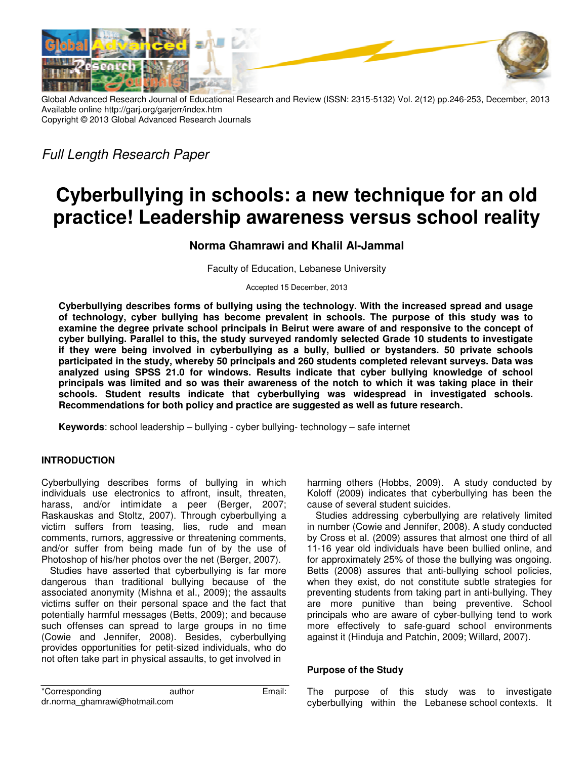Global Advanced Research Journal of Educational Research and Review (ISSN: 2315-5132) Vol. 2(12) pp.246-253, December, 2013
Available online http://garj.org/garjerr/index.htm
Copyright © 2013 Global Advanced Research Journals

*Full Length Research Paper*

# Cyberbullying in schools: a new technique for an old practice! Leadership awareness versus school reality

**Norma Ghamrawi and Khalil Al-Jammal**

Faculty of Education, Lebanese University

Accepted 15 December, 2013

**Cyberbullying describes forms of bullying using the technology. With the increased spread and usage of technology, cyber bullying has become prevalent in schools. The purpose of this study was to examine the degree private school principals in Beirut were aware of and responsive to the concept of cyber bullying. Parallel to this, the study surveyed randomly selected Grade 10 students to investigate if they were being involved in cyberbullying as a bully, bullied or bystanders. 50 private schools participated in the study, whereby 50 principals and 260 students completed relevant surveys. Data was analyzed using SPSS 21.0 for windows. Results indicate that cyber bullying knowledge of school principals was limited and so was their awareness of the notch to which it was taking place in their schools. Student results indicate that cyberbullying was widespread in investigated schools. Recommendations for both policy and practice are suggested as well as future research.**

**Keywords**: school leadership – bullying - cyber bullying- technology – safe internet

## INTRODUCTION

Cyberbullying describes forms of bullying in which individuals use electronics to affront, insult, threaten, harass, and/or intimidate a peer (Berger, 2007; Raskauskas and Stoltz, 2007). Through cyberbullying a victim suffers from teasing, lies, rude and mean comments, rumors, aggressive or threatening comments, and/or suffer from being made fun of by the use of Photoshop of his/her photos over the net (Berger, 2007).

Studies have asserted that cyberbullying is far more dangerous than traditional bullying because of the associated anonymity (Mishna et al., 2009); the assaults victims suffer on their personal space and the fact that potentially harmful messages (Betts, 2009); and because such offenses can spread to large groups in no time (Cowie and Jennifer, 2008). Besides, cyberbullying provides opportunities for petit-sized individuals, who do not often take part in physical assaults, to get involved in harming others (Hobbs, 2009). A study conducted by Koloff (2009) indicates that cyberbullying has been the cause of several student suicides.

Studies addressing cyberbullying are relatively limited in number (Cowie and Jennifer, 2008). A study conducted by Cross et al. (2009) assures that almost one third of all 11-16 year old individuals have been bullied online, and for approximately 25% of those the bullying was ongoing. Betts (2008) assures that anti-bullying school policies, when they exist, do not constitute subtle strategies for preventing students from taking part in anti-bullying. They are more punitive than being preventive. School principals who are aware of cyber-bullying tend to work more effectively to safe-guard school environments against it (Hinduja and Patchin, 2009; Willard, 2007).

### Purpose of the Study

The purpose of this study was to investigate cyberbullying within the Lebanese school contexts. It

*Corresponding author Email: dr.norma_ghamrawi@hotmail.com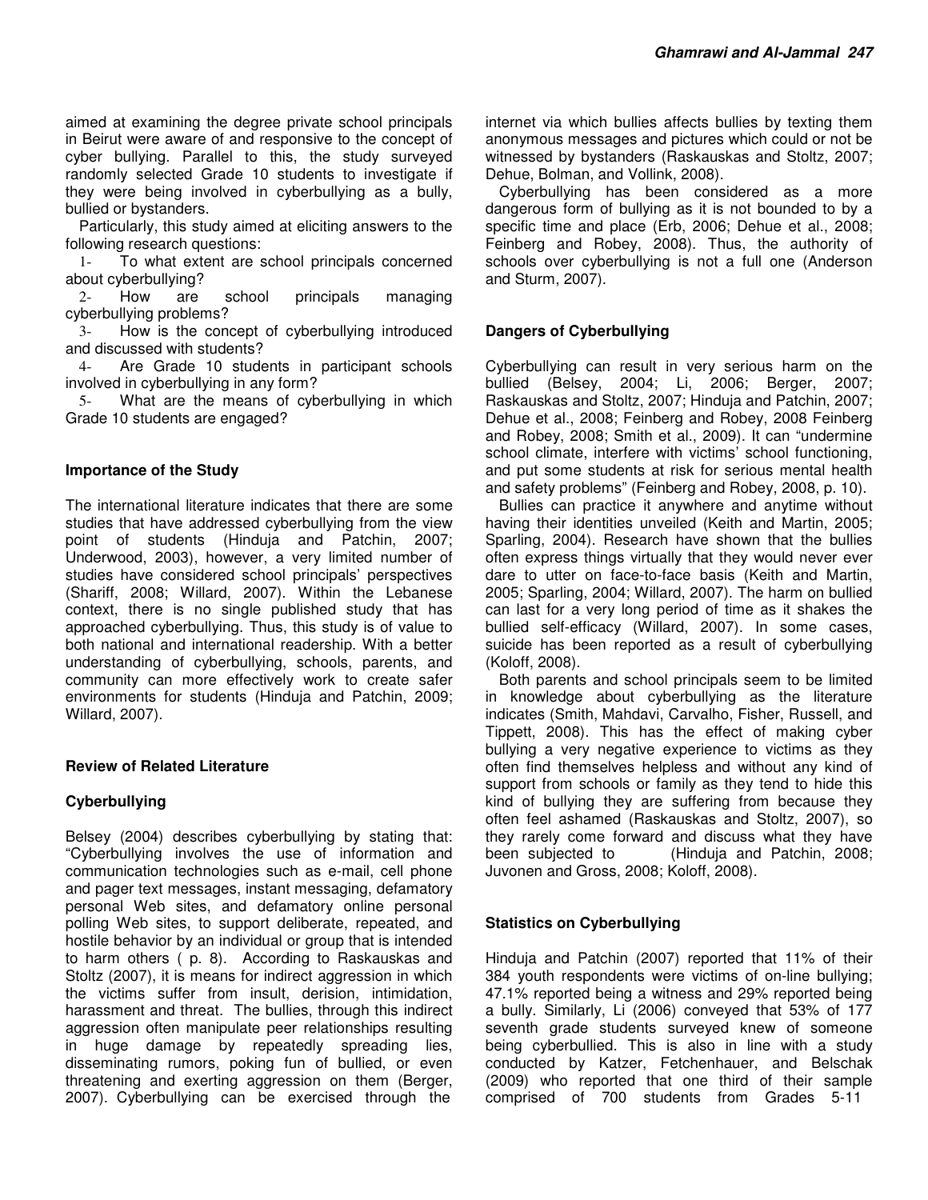aimed at examining the degree private school principals in Beirut were aware of and responsive to the concept of cyber bullying. Parallel to this, the study surveyed randomly selected Grade 10 students to investigate if they were being involved in cyberbullying as a bully, bullied or bystanders.

Particularly, this study aimed at eliciting answers to the following research questions:

1- To what extent are school principals concerned about cyberbullying?
2- How are school principals managing cyberbullying problems?
3- How is the concept of cyberbullying introduced and discussed with students?
4- Are Grade 10 students in participant schools involved in cyberbullying in any form?
5- What are the means of cyberbullying in which Grade 10 students are engaged?

## Importance of the Study

The international literature indicates that there are some studies that have addressed cyberbullying from the view point of students (Hinduja and Patchin, 2007; Underwood, 2003), however, a very limited number of studies have considered school principals' perspectives (Shariff, 2008; Willard, 2007). Within the Lebanese context, there is no single published study that has approached cyberbullying. Thus, this study is of value to both national and international readership. With a better understanding of cyberbullying, schools, parents, and community can more effectively work to create safer environments for students (Hinduja and Patchin, 2009; Willard, 2007).

## Review of Related Literature

### Cyberbullying

Belsey (2004) describes cyberbullying by stating that: "Cyberbullying involves the use of information and communication technologies such as e-mail, cell phone and pager text messages, instant messaging, defamatory personal Web sites, and defamatory online personal polling Web sites, to support deliberate, repeated, and hostile behavior by an individual or group that is intended to harm others ( p. 8). According to Raskauskas and Stoltz (2007), it is means for indirect aggression in which the victims suffer from insult, derision, intimidation, harassment and threat. The bullies, through this indirect aggression often manipulate peer relationships resulting in huge damage by repeatedly spreading lies, disseminating rumors, poking fun of bullied, or even threatening and exerting aggression on them (Berger, 2007). Cyberbullying can be exercised through the internet via which bullies affects bullies by texting them anonymous messages and pictures which could or not be witnessed by bystanders (Raskauskas and Stoltz, 2007; Dehue, Bolman, and Vollink, 2008).

Cyberbullying has been considered as a more dangerous form of bullying as it is not bounded to by a specific time and place (Erb, 2006; Dehue et al., 2008; Feinberg and Robey, 2008). Thus, the authority of schools over cyberbullying is not a full one (Anderson and Sturm, 2007).

### Dangers of Cyberbullying

Cyberbullying can result in very serious harm on the bullied (Belsey, 2004; Li, 2006; Berger, 2007; Raskauskas and Stoltz, 2007; Hinduja and Patchin, 2007; Dehue et al., 2008; Feinberg and Robey, 2008 Feinberg and Robey, 2008; Smith et al., 2009). It can "undermine school climate, interfere with victims' school functioning, and put some students at risk for serious mental health and safety problems" (Feinberg and Robey, 2008, p. 10).

Bullies can practice it anywhere and anytime without having their identities unveiled (Keith and Martin, 2005; Sparling, 2004). Research have shown that the bullies often express things virtually that they would never ever dare to utter on face-to-face basis (Keith and Martin, 2005; Sparling, 2004; Willard, 2007). The harm on bullied can last for a very long period of time as it shakes the bullied self-efficacy (Willard, 2007). In some cases, suicide has been reported as a result of cyberbullying (Koloff, 2008).

Both parents and school principals seem to be limited in knowledge about cyberbullying as the literature indicates (Smith, Mahdavi, Carvalho, Fisher, Russell, and Tippett, 2008). This has the effect of making cyber bullying a very negative experience to victims as they often find themselves helpless and without any kind of support from schools or family as they tend to hide this kind of bullying they are suffering from because they often feel ashamed (Raskauskas and Stoltz, 2007), so they rarely come forward and discuss what they have been subjected to (Hinduja and Patchin, 2008; Juvonen and Gross, 2008; Koloff, 2008).

### Statistics on Cyberbullying

Hinduja and Patchin (2007) reported that 11% of their 384 youth respondents were victims of on-line bullying; 47.1% reported being a witness and 29% reported being a bully. Similarly, Li (2006) conveyed that 53% of 177 seventh grade students surveyed knew of someone being cyberbullied. This is also in line with a study conducted by Katzer, Fetchenhauer, and Belschak (2009) who reported that one third of their sample comprised of 700 students from Grades 5-11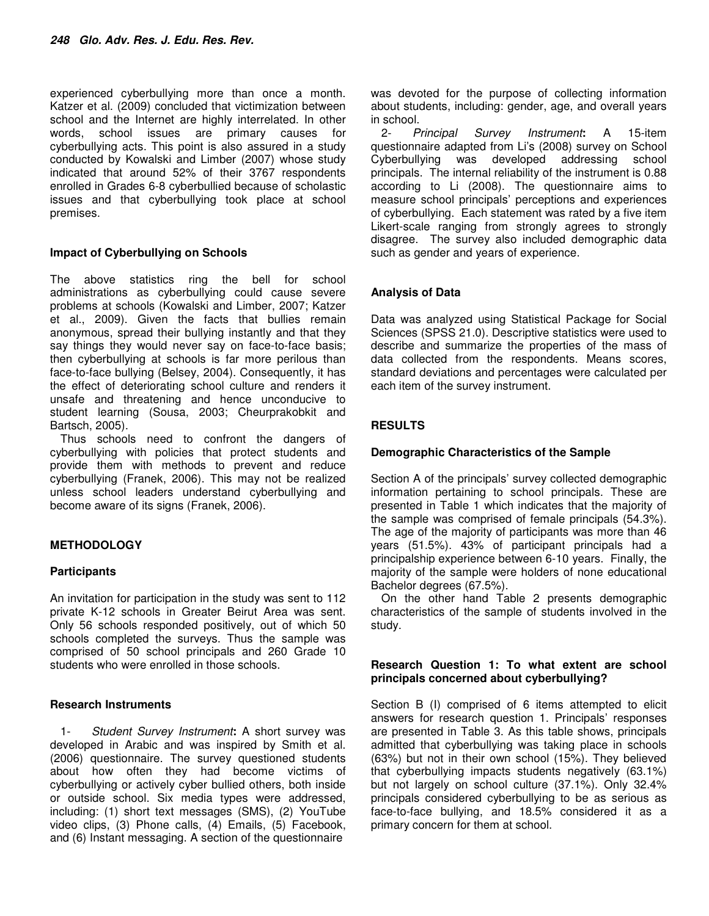experienced cyberbullying more than once a month. Katzer et al. (2009) concluded that victimization between school and the Internet are highly interrelated. In other words, school issues are primary causes for cyberbullying acts. This point is also assured in a study conducted by Kowalski and Limber (2007) whose study indicated that around 52% of their 3767 respondents enrolled in Grades 6-8 cyberbullied because of scholastic issues and that cyberbullying took place at school premises.

### Impact of Cyberbullying on Schools

The above statistics ring the bell for school administrations as cyberbullying could cause severe problems at schools (Kowalski and Limber, 2007; Katzer et al., 2009). Given the facts that bullies remain anonymous, spread their bullying instantly and that they say things they would never say on face-to-face basis; then cyberbullying at schools is far more perilous than face-to-face bullying (Belsey, 2004). Consequently, it has the effect of deteriorating school culture and renders it unsafe and threatening and hence unconducive to student learning (Sousa, 2003; Cheurprakobkit and Bartsch, 2005).

Thus schools need to confront the dangers of cyberbullying with policies that protect students and provide them with methods to prevent and reduce cyberbullying (Franek, 2006). This may not be realized unless school leaders understand cyberbullying and become aware of its signs (Franek, 2006).

## METHODOLOGY

### Participants

An invitation for participation in the study was sent to 112 private K-12 schools in Greater Beirut Area was sent. Only 56 schools responded positively, out of which 50 schools completed the surveys. Thus the sample was comprised of 50 school principals and 260 Grade 10 students who were enrolled in those schools.

### Research Instruments

1- *Student Survey Instrument***:** A short survey was developed in Arabic and was inspired by Smith et al. (2006) questionnaire. The survey questioned students about how often they had become victims of cyberbullying or actively cyber bullied others, both inside or outside school. Six media types were addressed, including: (1) short text messages (SMS), (2) YouTube video clips, (3) Phone calls, (4) Emails, (5) Facebook, and (6) Instant messaging. A section of the questionnaire was devoted for the purpose of collecting information about students, including: gender, age, and overall years in school.

2- *Principal Survey Instrument***:** A 15-item questionnaire adapted from Li's (2008) survey on School Cyberbullying was developed addressing school principals. The internal reliability of the instrument is 0.88 according to Li (2008). The questionnaire aims to measure school principals' perceptions and experiences of cyberbullying. Each statement was rated by a five item Likert-scale ranging from strongly agrees to strongly disagree. The survey also included demographic data such as gender and years of experience.

### Analysis of Data

Data was analyzed using Statistical Package for Social Sciences (SPSS 21.0). Descriptive statistics were used to describe and summarize the properties of the mass of data collected from the respondents. Means scores, standard deviations and percentages were calculated per each item of the survey instrument.

## RESULTS

### Demographic Characteristics of the Sample

Section A of the principals' survey collected demographic information pertaining to school principals. These are presented in Table 1 which indicates that the majority of the sample was comprised of female principals (54.3%). The age of the majority of participants was more than 46 years (51.5%). 43% of participant principals had a principalship experience between 6-10 years. Finally, the majority of the sample were holders of none educational Bachelor degrees (67.5%).

On the other hand Table 2 presents demographic characteristics of the sample of students involved in the study.

### Research Question 1: To what extent are school principals concerned about cyberbullying?

Section B (I) comprised of 6 items attempted to elicit answers for research question 1. Principals' responses are presented in Table 3. As this table shows, principals admitted that cyberbullying was taking place in schools (63%) but not in their own school (15%). They believed that cyberbullying impacts students negatively (63.1%) but not largely on school culture (37.1%). Only 32.4% principals considered cyberbullying to be as serious as face-to-face bullying, and 18.5% considered it as a primary concern for them at school.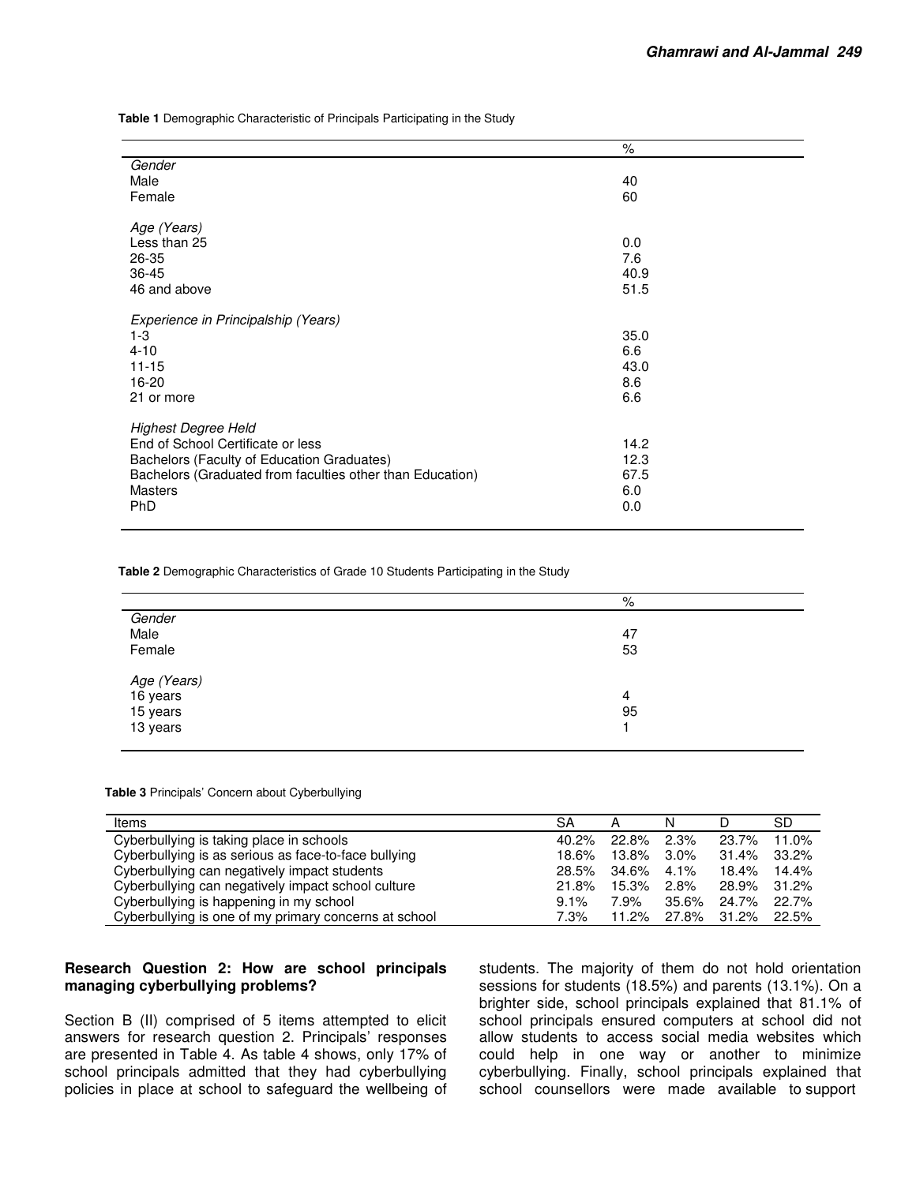**Table 1** Demographic Characteristic of Principals Participating in the Study

| | % |
|---|---|
| *Gender* | |
| Male | 40 |
| Female | 60 |
| | |
| *Age (Years)* | |
| Less than 25 | 0.0 |
| 26-35 | 7.6 |
| 36-45 | 40.9 |
| 46 and above | 51.5 |
| | |
| *Experience in Principalship (Years)* | |
| 1-3 | 35.0 |
| 4-10 | 6.6 |
| 11-15 | 43.0 |
| 16-20 | 8.6 |
| 21 or more | 6.6 |
| | |
| *Highest Degree Held* | |
| End of School Certificate or less | 14.2 |
| Bachelors (Faculty of Education Graduates) | 12.3 |
| Bachelors (Graduated from faculties other than Education) | 67.5 |
| Masters | 6.0 |
| PhD | 0.0 |

**Table 2** Demographic Characteristics of Grade 10 Students Participating in the Study

| | % |
|---|---|
| *Gender* | |
| Male | 47 |
| Female | 53 |
| | |
| *Age (Years)* | |
| 16 years | 4 |
| 15 years | 95 |
| 13 years | 1 |

**Table 3** Principals' Concern about Cyberbullying

| Items | SA | A | N | D | SD |
|---|---|---|---|---|---|
| Cyberbullying is taking place in schools | 40.2% | 22.8% | 2.3% | 23.7% | 11.0% |
| Cyberbullying is as serious as face-to-face bullying | 18.6% | 13.8% | 3.0% | 31.4% | 33.2% |
| Cyberbullying can negatively impact students | 28.5% | 34.6% | 4.1% | 18.4% | 14.4% |
| Cyberbullying can negatively impact school culture | 21.8% | 15.3% | 2.8% | 28.9% | 31.2% |
| Cyberbullying is happening in my school | 9.1% | 7.9% | 35.6% | 24.7% | 22.7% |
| Cyberbullying is one of my primary concerns at school | 7.3% | 11.2% | 27.8% | 31.2% | 22.5% |

### Research Question 2: How are school principals managing cyberbullying problems?

Section B (II) comprised of 5 items attempted to elicit answers for research question 2. Principals' responses are presented in Table 4. As table 4 shows, only 17% of school principals admitted that they had cyberbullying policies in place at school to safeguard the wellbeing of students. The majority of them do not hold orientation sessions for students (18.5%) and parents (13.1%). On a brighter side, school principals explained that 81.1% of school principals ensured computers at school did not allow students to access social media websites which could help in one way or another to minimize cyberbullying. Finally, school principals explained that school counsellors were made available to support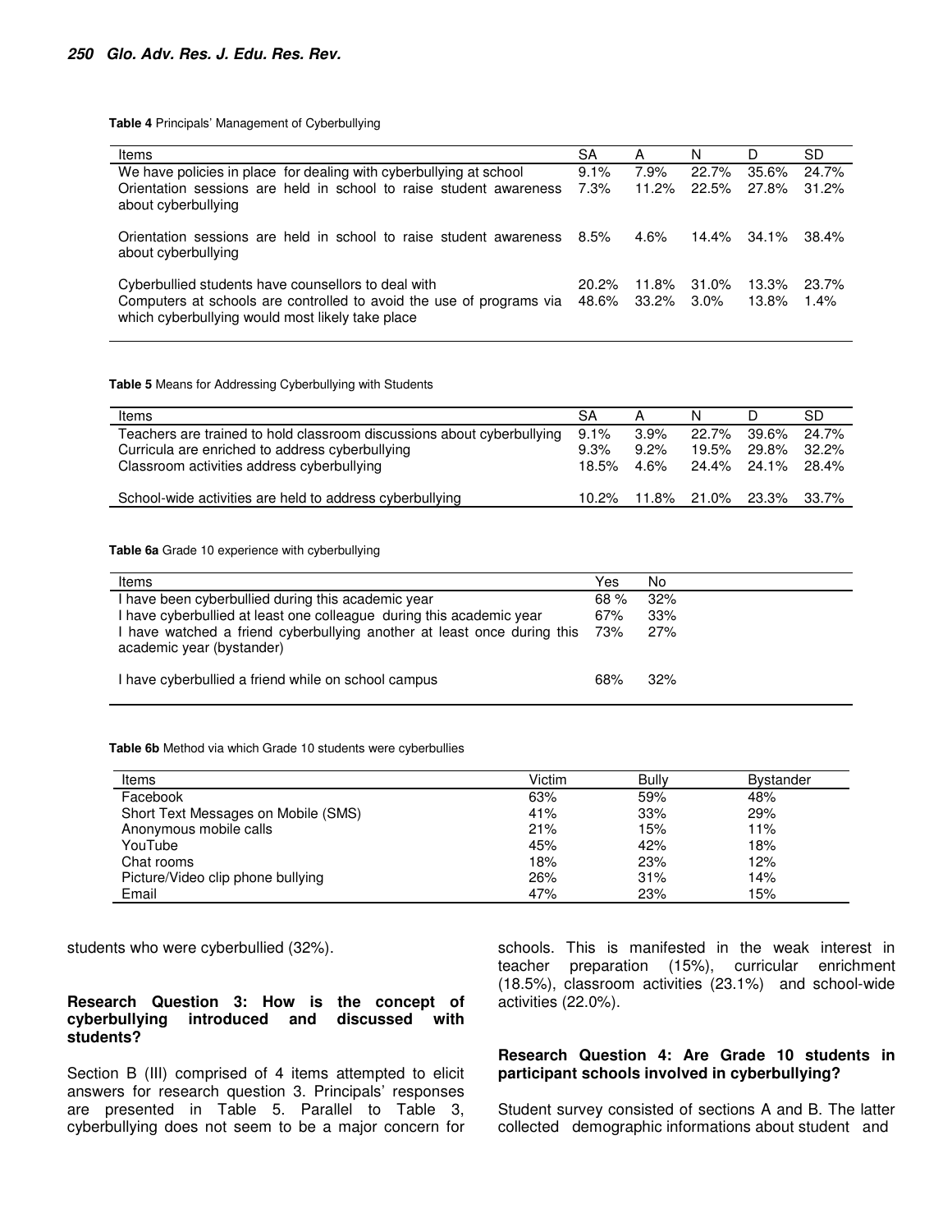**Table 4** Principals' Management of Cyberbullying

| Items | SA | A | N | D | SD |
|---|---|---|---|---|---|
| We have policies in place for dealing with cyberbullying at school | 9.1% | 7.9% | 22.7% | 35.6% | 24.7% |
| Orientation sessions are held in school to raise student awareness about cyberbullying | 7.3% | 11.2% | 22.5% | 27.8% | 31.2% |
| Orientation sessions are held in school to raise student awareness about cyberbullying | 8.5% | 4.6% | 14.4% | 34.1% | 38.4% |
| Cyberbullied students have counsellors to deal with | 20.2% | 11.8% | 31.0% | 13.3% | 23.7% |
| Computers at schools are controlled to avoid the use of programs via which cyberbullying would most likely take place | 48.6% | 33.2% | 3.0% | 13.8% | 1.4% |

**Table 5** Means for Addressing Cyberbullying with Students

| Items | SA | A | N | D | SD |
|---|---|---|---|---|---|
| Teachers are trained to hold classroom discussions about cyberbullying | 9.1% | 3.9% | 22.7% | 39.6% | 24.7% |
| Curricula are enriched to address cyberbullying | 9.3% | 9.2% | 19.5% | 29.8% | 32.2% |
| Classroom activities address cyberbullying | 18.5% | 4.6% | 24.4% | 24.1% | 28.4% |
| School-wide activities are held to address cyberbullying | 10.2% | 11.8% | 21.0% | 23.3% | 33.7% |

**Table 6a** Grade 10 experience with cyberbullying

| Items | Yes | No |
|---|---|---|
| I have been cyberbullied during this academic year | 68 % | 32% |
| I have cyberbullied at least one colleague during this academic year | 67% | 33% |
| I have watched a friend cyberbullying another at least once during this academic year (bystander) | 73% | 27% |
| I have cyberbullied a friend while on school campus | 68% | 32% |

**Table 6b** Method via which Grade 10 students were cyberbullies

| Items | Victim | Bully | Bystander |
|---|---|---|---|
| Facebook | 63% | 59% | 48% |
| Short Text Messages on Mobile (SMS) | 41% | 33% | 29% |
| Anonymous mobile calls | 21% | 15% | 11% |
| YouTube | 45% | 42% | 18% |
| Chat rooms | 18% | 23% | 12% |
| Picture/Video clip phone bullying | 26% | 31% | 14% |
| Email | 47% | 23% | 15% |

students who were cyberbullied (32%).

### Research Question 3: How is the concept of cyberbullying introduced and discussed with students?

Section B (III) comprised of 4 items attempted to elicit answers for research question 3. Principals' responses are presented in Table 5. Parallel to Table 3, cyberbullying does not seem to be a major concern for schools. This is manifested in the weak interest in teacher preparation (15%), curricular enrichment (18.5%), classroom activities (23.1%) and school-wide activities (22.0%).

### Research Question 4: Are Grade 10 students in participant schools involved in cyberbullying?

Student survey consisted of sections A and B. The latter collected demographic informations about student and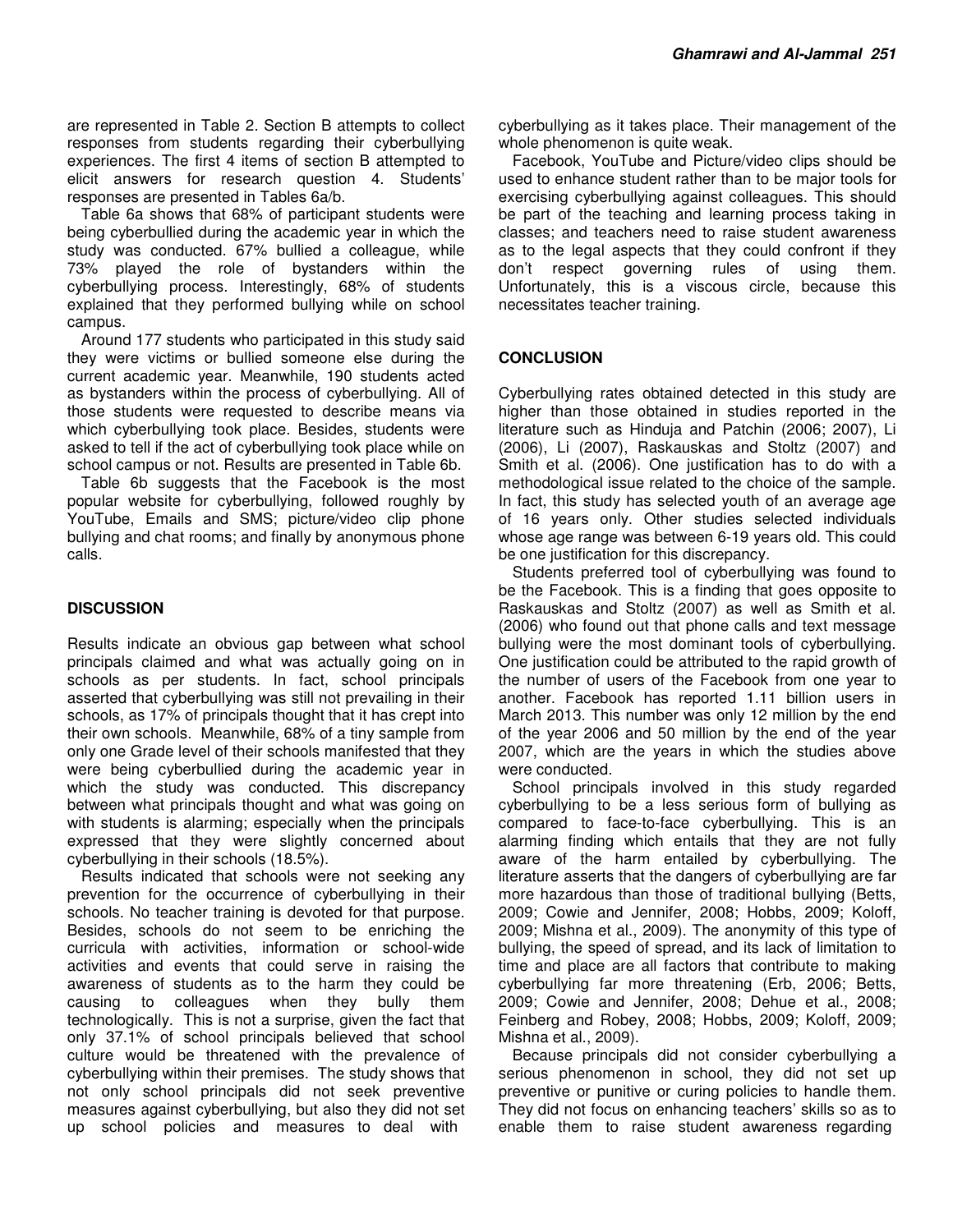are represented in Table 2. Section B attempts to collect responses from students regarding their cyberbullying experiences. The first 4 items of section B attempted to elicit answers for research question 4. Students' responses are presented in Tables 6a/b.

Table 6a shows that 68% of participant students were being cyberbullied during the academic year in which the study was conducted. 67% bullied a colleague, while 73% played the role of bystanders within the cyberbullying process. Interestingly, 68% of students explained that they performed bullying while on school campus.

Around 177 students who participated in this study said they were victims or bullied someone else during the current academic year. Meanwhile, 190 students acted as bystanders within the process of cyberbullying. All of those students were requested to describe means via which cyberbullying took place. Besides, students were asked to tell if the act of cyberbullying took place while on school campus or not. Results are presented in Table 6b.

Table 6b suggests that the Facebook is the most popular website for cyberbullying, followed roughly by YouTube, Emails and SMS; picture/video clip phone bullying and chat rooms; and finally by anonymous phone calls.

## DISCUSSION

Results indicate an obvious gap between what school principals claimed and what was actually going on in schools as per students. In fact, school principals asserted that cyberbullying was still not prevailing in their schools, as 17% of principals thought that it has crept into their own schools. Meanwhile, 68% of a tiny sample from only one Grade level of their schools manifested that they were being cyberbullied during the academic year in which the study was conducted. This discrepancy between what principals thought and what was going on with students is alarming; especially when the principals expressed that they were slightly concerned about cyberbullying in their schools (18.5%).

Results indicated that schools were not seeking any prevention for the occurrence of cyberbullying in their schools. No teacher training is devoted for that purpose. Besides, schools do not seem to be enriching the curricula with activities, information or school-wide activities and events that could serve in raising the awareness of students as to the harm they could be causing to colleagues when they bully them technologically. This is not a surprise, given the fact that only 37.1% of school principals believed that school culture would be threatened with the prevalence of cyberbullying within their premises. The study shows that not only school principals did not seek preventive measures against cyberbullying, but also they did not set up school policies and measures to deal with cyberbullying as it takes place. Their management of the whole phenomenon is quite weak.

Facebook, YouTube and Picture/video clips should be used to enhance student rather than to be major tools for exercising cyberbullying against colleagues. This should be part of the teaching and learning process taking in classes; and teachers need to raise student awareness as to the legal aspects that they could confront if they don't respect governing rules of using them. Unfortunately, this is a viscous circle, because this necessitates teacher training.

## CONCLUSION

Cyberbullying rates obtained detected in this study are higher than those obtained in studies reported in the literature such as Hinduja and Patchin (2006; 2007), Li (2006), Li (2007), Raskauskas and Stoltz (2007) and Smith et al. (2006). One justification has to do with a methodological issue related to the choice of the sample. In fact, this study has selected youth of an average age of 16 years only. Other studies selected individuals whose age range was between 6-19 years old. This could be one justification for this discrepancy.

Students preferred tool of cyberbullying was found to be the Facebook. This is a finding that goes opposite to Raskauskas and Stoltz (2007) as well as Smith et al. (2006) who found out that phone calls and text message bullying were the most dominant tools of cyberbullying. One justification could be attributed to the rapid growth of the number of users of the Facebook from one year to another. Facebook has reported 1.11 billion users in March 2013. This number was only 12 million by the end of the year 2006 and 50 million by the end of the year 2007, which are the years in which the studies above were conducted.

School principals involved in this study regarded cyberbullying to be a less serious form of bullying as compared to face-to-face cyberbullying. This is an alarming finding which entails that they are not fully aware of the harm entailed by cyberbullying. The literature asserts that the dangers of cyberbullying are far more hazardous than those of traditional bullying (Betts, 2009; Cowie and Jennifer, 2008; Hobbs, 2009; Koloff, 2009; Mishna et al., 2009). The anonymity of this type of bullying, the speed of spread, and its lack of limitation to time and place are all factors that contribute to making cyberbullying far more threatening (Erb, 2006; Betts, 2009; Cowie and Jennifer, 2008; Dehue et al., 2008; Feinberg and Robey, 2008; Hobbs, 2009; Koloff, 2009; Mishna et al., 2009).

Because principals did not consider cyberbullying a serious phenomenon in school, they did not set up preventive or punitive or curing policies to handle them. They did not focus on enhancing teachers' skills so as to enable them to raise student awareness regarding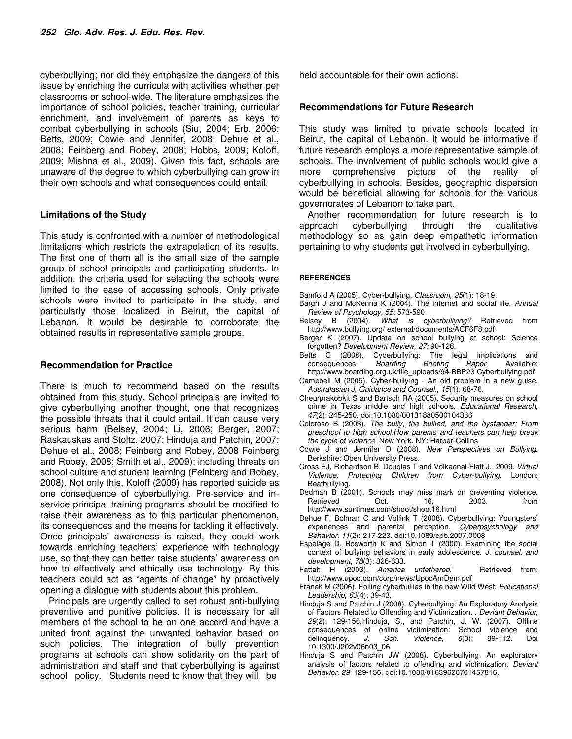cyberbullying; nor did they emphasize the dangers of this issue by enriching the curricula with activities whether per classrooms or school-wide. The literature emphasizes the importance of school policies, teacher training, curricular enrichment, and involvement of parents as keys to combat cyberbullying in schools (Siu, 2004; Erb, 2006; Betts, 2009; Cowie and Jennifer, 2008; Dehue et al., 2008; Feinberg and Robey, 2008; Hobbs, 2009; Koloff, 2009; Mishna et al., 2009). Given this fact, schools are unaware of the degree to which cyberbullying can grow in their own schools and what consequences could entail.

## Limitations of the Study

This study is confronted with a number of methodological limitations which restricts the extrapolation of its results. The first one of them all is the small size of the sample group of school principals and participating students. In addition, the criteria used for selecting the schools were limited to the ease of accessing schools. Only private schools were invited to participate in the study, and particularly those localized in Beirut, the capital of Lebanon. It would be desirable to corroborate the obtained results in representative sample groups.

## Recommendation for Practice

There is much to recommend based on the results obtained from this study. School principals are invited to give cyberbullying another thought, one that recognizes the possible threats that it could entail. It can cause very serious harm (Belsey, 2004; Li, 2006; Berger, 2007; Raskauskas and Stoltz, 2007; Hinduja and Patchin, 2007; Dehue et al., 2008; Feinberg and Robey, 2008 Feinberg and Robey, 2008; Smith et al., 2009); including threats on school culture and student learning (Feinberg and Robey, 2008). Not only this, Koloff (2009) has reported suicide as one consequence of cyberbullying. Pre-service and in-service principal training programs should be modified to raise their awareness as to this particular phenomenon, its consequences and the means for tackling it effectively. Once principals' awareness is raised, they could work towards enriching teachers' experience with technology use, so that they can better raise students' awareness on how to effectively and ethically use technology. By this teachers could act as "agents of change" by proactively opening a dialogue with students about this problem.

Principals are urgently called to set robust anti-bullying preventive and punitive policies. It is necessary for all members of the school to be on one accord and have a united front against the unwanted behavior based on such policies. The integration of bully prevention programs at schools can show solidarity on the part of administration and staff and that cyberbullying is against school policy. Students need to know that they will be held accountable for their own actions.

## Recommendations for Future Research

This study was limited to private schools located in Beirut, the capital of Lebanon. It would be informative if future research employs a more representative sample of schools. The involvement of public schools would give a more comprehensive picture of the reality of cyberbullying in schools. Besides, geographic dispersion would be beneficial allowing for schools for the various governorates of Lebanon to take part.

Another recommendation for future research is to approach cyberbullying through the qualitative methodology so as gain deep empathetic information pertaining to why students get involved in cyberbullying.

## REFERENCES

Bamford A (2005). Cyber-bullying. *Classroom, 25*(1): 18-19.

Bargh J and McKenna K (2004). The internet and social life. *Annual Review of Psychology, 55*: 573-590.

Belsey B (2004). *What is cyberbullying?* Retrieved from http://www.bullying.org/ external/documents/ACF6F8.pdf

Berger K (2007). Update on school bullying at school: Science forgotten? *Development Review, 27:* 90-126.

Betts C (2008). Cyberbullying: The legal implications and consequences. *Boarding Briefing Paper.* Available: http://www.boarding.org.uk/file_uploads/94-BBP23 Cyberbullying.pdf

Campbell M (2005). Cyber-bullying - An old problem in a new guise. *Australasian J. Guidance and Counsel., 15*(1): 68-76.

Cheurprakobkit S and Bartsch RA (2005). Security measures on school crime in Texas middle and high schools. *Educational Research, 47*(2): 245-250. doi:10.1080/00131880500104366

Coloroso B (2003). *The bully, the bullied, and the bystander: From preschool to high school:How parents and teachers can help break the cycle of violence.* New York, NY: Harper-Collins.

Cowie J and Jennifer D (2008). *New Perspectives on Bullying.* Berkshire: Open University Press.

Cross EJ, Richardson B, Douglas T and Volkaenal-Flatt J., 2009. *Virtual Violence: Protecting Children from Cyber-bullying.* London: Beatbullying.

Dedman B (2001). Schools may miss mark on preventing violence. Retrieved Oct. 16, 2003, from http://www.suntimes.com/shoot/shoot16.html

Dehue F, Bolman C and Vollink T (2008). Cyberbullying: Youngsters' experiences and parental perception. *Cyberpsychology and Behavior, 11*(2): 217-223. doi:10.1089/cpb.2007.0008

Espelage D, Bosworth K and Simon T (2000). Examining the social context of bullying behaviors in early adolescence. *J. counsel. and development, 78*(3): 326-333.

Fattah H (2003). *America untethered.* Retrieved from: http://www.upoc.com/corp/news/UpocAmDem.pdf

Franek M (2006). Foiling cyberbullies in the new Wild West. *Educational Leadership, 63*(4): 39-43.

Hinduja S and Patchin J (2008). Cyberbullying: An Exploratory Analysis of Factors Related to Offending and Victimization. . *Deviant Behavior, 29*(2): 129-156.Hinduja, S., and Patchin, J. W. (2007). Offline consequences of online victimization: School violence and delinquency. *J. Sch. Violence, 6*(3): 89-112. Doi 10.1300/J202v06n03_06

Hinduja S and Patchin JW (2008). Cyberbullying: An exploratory analysis of factors related to offending and victimization. *Deviant Behavior, 29*: 129-156. doi:10.1080/01639620701457816.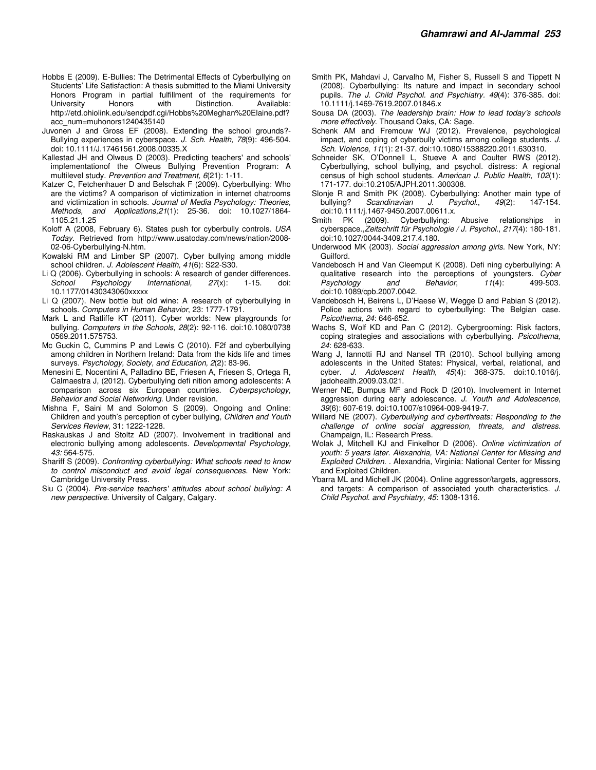Hobbs E (2009). E-Bullies: The Detrimental Effects of Cyberbullying on Students' Life Satisfaction: A thesis submitted to the Miami University Honors Program in partial fulfillment of the requirements for University Honors with Distinction. Available: http://etd.ohiolink.edu/sendpdf.cgi/Hobbs%20Meghan%20Elaine.pdf?acc_num=muhonors1240435140

Juvonen J and Gross EF (2008). Extending the school grounds?- Bullying experiences in cyberspace. *J. Sch. Health, 78*(9): 496-504. doi: 10.1111/J.17461561.2008.00335.X

Kallestad JH and Olweus D (2003). Predicting teachers' and schools' implementationof the Olweus Bullying Prevention Program: A multilevel study. *Prevention and Treatment, 6*(21): 1-11.

Katzer C, Fetchenhauer D and Belschak F (2009). Cyberbullying: Who are the victims? A comparison of victimization in internet chatrooms and victimization in schools. *Journal of Media Psychology: Theories, Methods, and Applications,21*(1): 25-36. doi: 10.1027/1864-1105.21.1.25

Koloff A (2008, February 6). States push for cyberbully controls. *USA Today*. Retrieved from http://www.usatoday.com/news/nation/2008-02-06-Cyberbullying-N.htm.

Kowalski RM and Limber SP (2007). Cyber bullying among middle school children. *J. Adolescent Health, 41*(6): S22-S30.

Li Q (2006). Cyberbullying in schools: A research of gender differences. *School Psychology International, 27*(x): 1-15. doi: 10.1177/01430343060xxxxx

Li Q (2007). New bottle but old wine: A research of cyberbullying in schools. *Computers in Human Behavior*, 23: 1777-1791.

Mark L and Ratliffe KT (2011). Cyber worlds: New playgrounds for bullying. *Computers in the Schools*, *28*(2): 92-116. doi:10.1080/07380569.2011.575753.

Mc Guckin C, Cummins P and Lewis C (2010). F2f and cyberbullying among children in Northern Ireland: Data from the kids life and times surveys. *Psychology, Society, and Education, 2*(2): 83-96.

Menesini E, Nocentini A, Palladino BE, Friesen A, Friesen S, Ortega R, Calmaestra J, (2012). Cyberbullying defi nition among adolescents: A comparison across six European countries. *Cyberpsychology, Behavior and Social Networking*. Under revision.

Mishna F, Saini M and Solomon S (2009). Ongoing and Online: Children and youth's perception of cyber bullying, *Children and Youth Services Review*, 31: 1222-1228.

Raskauskas J and Stoltz AD (2007). Involvement in traditional and electronic bullying among adolescents. *Developmental Psychology, 43:* 564-575.

Shariff S (2009). *Confronting cyberbullying: What schools need to know to control misconduct and avoid legal consequences*. New York: Cambridge University Press.

Siu C (2004). *Pre-service teachers' attitudes about school bullying: A new perspective*. University of Calgary, Calgary.

Smith PK, Mahdavi J, Carvalho M, Fisher S, Russell S and Tippett N (2008). Cyberbullying: Its nature and impact in secondary school pupils. *The J. Child Psychol. and Psychiatry*. *49*(4): 376-385. doi: 10.1111/j.1469-7619.2007.01846.x

Sousa DA (2003). *The leadership brain: How to lead today's schools more effectively*. Thousand Oaks, CA: Sage.

Schenk AM and Fremouw WJ (2012). Prevalence, psychological impact, and coping of cyberbully victims among college students. *J. Sch. Violence*, *11*(1): 21-37. doi:10.1080/15388220.2011.630310.

Schneider SK, O'Donnell L, Stueve A and Coulter RWS (2012). Cyberbullying, school bullying, and psychol. distress: A regional census of high school students. *American J. Public Health*, *102*(1): 171-177. doi:10.2105/AJPH.2011.300308.

Slonje R and Smith PK (2008). Cyberbullying: Another main type of bullying? *Scandinavian J. Psychol*., *49*(2): 147-154. doi:10.1111/j.1467-9450.2007.00611.x.

Smith PK (2009). Cyberbullying: Abusive relationships in cyberspace.,*Zeitschrift für Psychologie / J. Psychol*., *217*(4): 180-181. doi:10.1027/0044-3409.217.4.180.

Underwood MK (2003). *Social aggression among girls*. New York, NY: Guilford.

Vandebosch H and Van Cleemput K (2008). Defi ning cyberbullying: A qualitative research into the perceptions of youngsters. *Cyber Psychology and Behavior*, *11*(4): 499-503. doi:10.1089/cpb.2007.0042.

Vandebosch H, Beirens L, D'Haese W, Wegge D and Pabian S (2012). Police actions with regard to cyberbullying: The Belgian case. *Psicothema*, *24*: 646-652.

Wachs S, Wolf KD and Pan C (2012). Cybergrooming: Risk factors, coping strategies and associations with cyberbullying. *Psicothema, 24*: 628-633.

Wang J, Iannotti RJ and Nansel TR (2010). School bullying among adolescents in the United States: Physical, verbal, relational, and cyber. *J. Adolescent Health*, *45*(4): 368-375. doi:10.1016/j.jadohealth.2009.03.021.

Werner NE, Bumpus MF and Rock D (2010). Involvement in Internet aggression during early adolescence. *J. Youth and Adolescence*, *39*(6): 607-619. doi:10.1007/s10964-009-9419-7.

Willard NE (2007). *Cyberbullying and cyberthreats: Responding to the challenge of online social aggression, threats, and distress*. Champaign, IL: Research Press.

Wolak J, Mitchell KJ and Finkelhor D (2006). *Online victimization of youth: 5 years later. Alexandria, VA: National Center for Missing and Exploited Children.* . Alexandria, Virginia: National Center for Missing and Exploited Children.

Ybarra ML and Michell JK (2004). Online aggressor/targets, aggressors, and targets: A comparison of associated youth characteristics. *J. Child Psychol. and Psychiatry, 45*: 1308-1316.